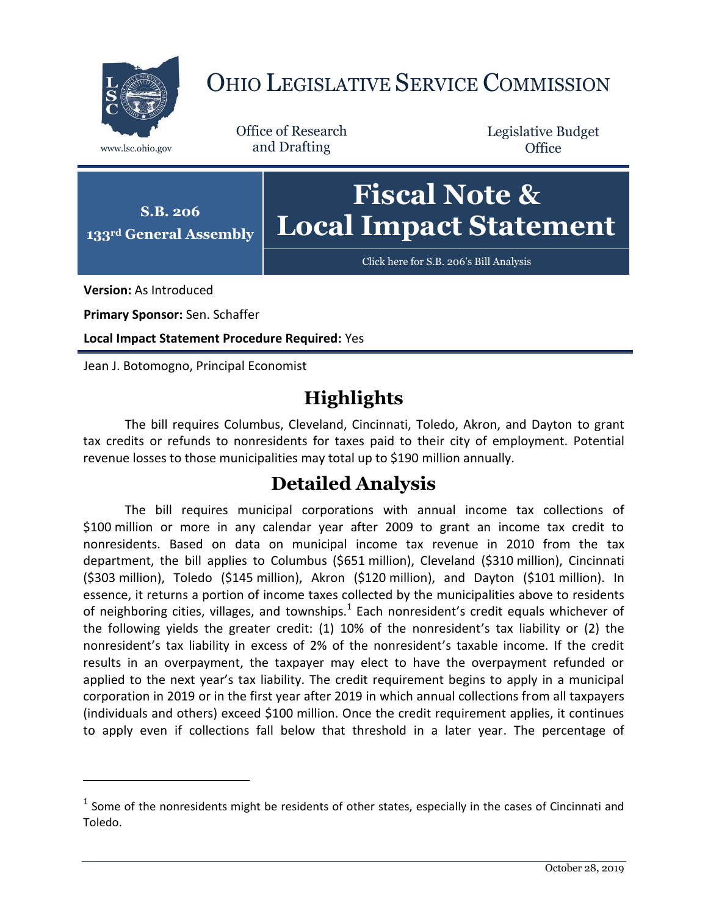# OHIO LEGISLATIVE SERVICE COMMISSION

www.lsc.ohio.gov

Office of Research and Drafting

Legislative Budget Office

**S.B. 206**
**133rd General Assembly**

# Fiscal Note & Local Impact Statement

Click here for S.B. 206's Bill Analysis

**Version:** As Introduced

**Primary Sponsor:** Sen. Schaffer

**Local Impact Statement Procedure Required:** Yes

Jean J. Botomogno, Principal Economist

## Highlights

The bill requires Columbus, Cleveland, Cincinnati, Toledo, Akron, and Dayton to grant tax credits or refunds to nonresidents for taxes paid to their city of employment. Potential revenue losses to those municipalities may total up to \$190 million annually.

## Detailed Analysis

The bill requires municipal corporations with annual income tax collections of \$100 million or more in any calendar year after 2009 to grant an income tax credit to nonresidents. Based on data on municipal income tax revenue in 2010 from the tax department, the bill applies to Columbus (\$651 million), Cleveland (\$310 million), Cincinnati (\$303 million), Toledo (\$145 million), Akron (\$120 million), and Dayton (\$101 million). In essence, it returns a portion of income taxes collected by the municipalities above to residents of neighboring cities, villages, and townships.[1] Each nonresident's credit equals whichever of the following yields the greater credit: (1) 10% of the nonresident's tax liability or (2) the nonresident's tax liability in excess of 2% of the nonresident's taxable income. If the credit results in an overpayment, the taxpayer may elect to have the overpayment refunded or applied to the next year's tax liability. The credit requirement begins to apply in a municipal corporation in 2019 or in the first year after 2019 in which annual collections from all taxpayers (individuals and others) exceed \$100 million. Once the credit requirement applies, it continues to apply even if collections fall below that threshold in a later year. The percentage of

[1] Some of the nonresidents might be residents of other states, especially in the cases of Cincinnati and Toledo.

October 28, 2019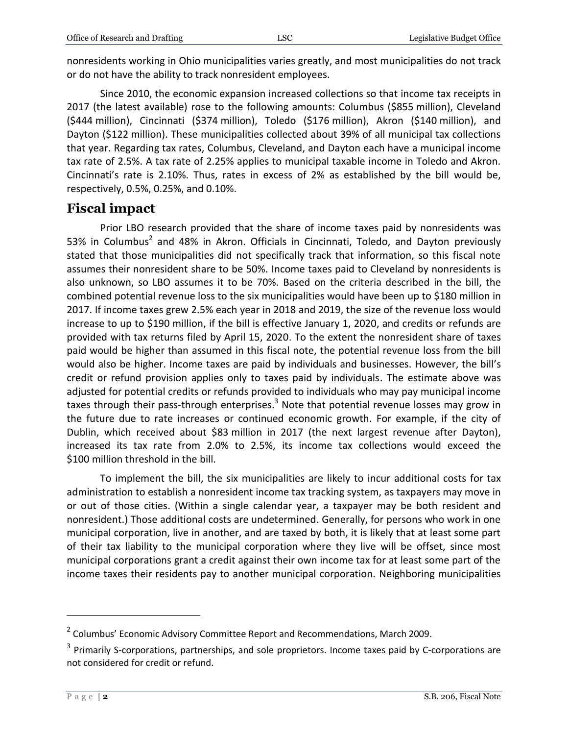nonresidents working in Ohio municipalities varies greatly, and most municipalities do not track or do not have the ability to track nonresident employees.

Since 2010, the economic expansion increased collections so that income tax receipts in 2017 (the latest available) rose to the following amounts: Columbus ($855 million), Cleveland ($444 million), Cincinnati ($374 million), Toledo ($176 million), Akron ($140 million), and Dayton ($122 million). These municipalities collected about 39% of all municipal tax collections that year. Regarding tax rates, Columbus, Cleveland, and Dayton each have a municipal income tax rate of 2.5%. A tax rate of 2.25% applies to municipal taxable income in Toledo and Akron. Cincinnati's rate is 2.10%. Thus, rates in excess of 2% as established by the bill would be, respectively, 0.5%, 0.25%, and 0.10%.

## Fiscal impact

Prior LBO research provided that the share of income taxes paid by nonresidents was 53% in Columbus[2] and 48% in Akron. Officials in Cincinnati, Toledo, and Dayton previously stated that those municipalities did not specifically track that information, so this fiscal note assumes their nonresident share to be 50%. Income taxes paid to Cleveland by nonresidents is also unknown, so LBO assumes it to be 70%. Based on the criteria described in the bill, the combined potential revenue loss to the six municipalities would have been up to $180 million in 2017. If income taxes grew 2.5% each year in 2018 and 2019, the size of the revenue loss would increase to up to $190 million, if the bill is effective January 1, 2020, and credits or refunds are provided with tax returns filed by April 15, 2020. To the extent the nonresident share of taxes paid would be higher than assumed in this fiscal note, the potential revenue loss from the bill would also be higher. Income taxes are paid by individuals and businesses. However, the bill's credit or refund provision applies only to taxes paid by individuals. The estimate above was adjusted for potential credits or refunds provided to individuals who may pay municipal income taxes through their pass-through enterprises.[3] Note that potential revenue losses may grow in the future due to rate increases or continued economic growth. For example, if the city of Dublin, which received about $83 million in 2017 (the next largest revenue after Dayton), increased its tax rate from 2.0% to 2.5%, its income tax collections would exceed the $100 million threshold in the bill.

To implement the bill, the six municipalities are likely to incur additional costs for tax administration to establish a nonresident income tax tracking system, as taxpayers may move in or out of those cities. (Within a single calendar year, a taxpayer may be both resident and nonresident.) Those additional costs are undetermined. Generally, for persons who work in one municipal corporation, live in another, and are taxed by both, it is likely that at least some part of their tax liability to the municipal corporation where they live will be offset, since most municipal corporations grant a credit against their own income tax for at least some part of the income taxes their residents pay to another municipal corporation. Neighboring municipalities

---

[2] Columbus' Economic Advisory Committee Report and Recommendations, March 2009.

[3] Primarily S-corporations, partnerships, and sole proprietors. Income taxes paid by C-corporations are not considered for credit or refund.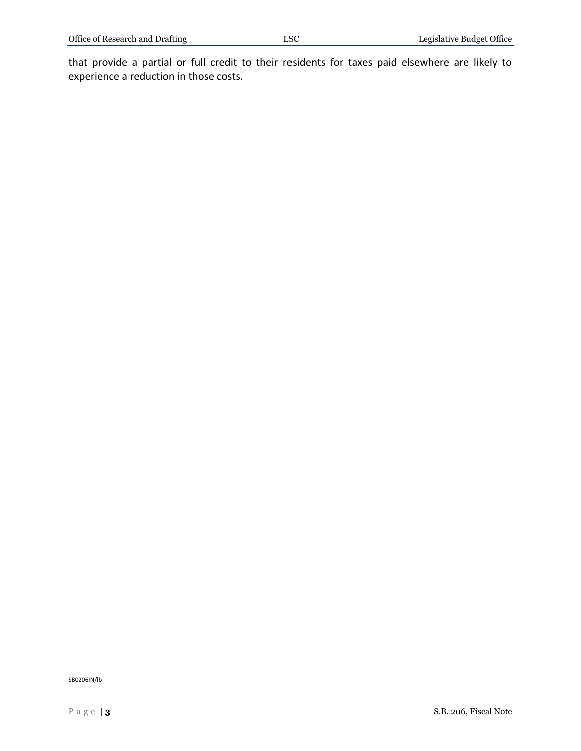that provide a partial or full credit to their residents for taxes paid elsewhere are likely to experience a reduction in those costs.

SB0206IN/lb